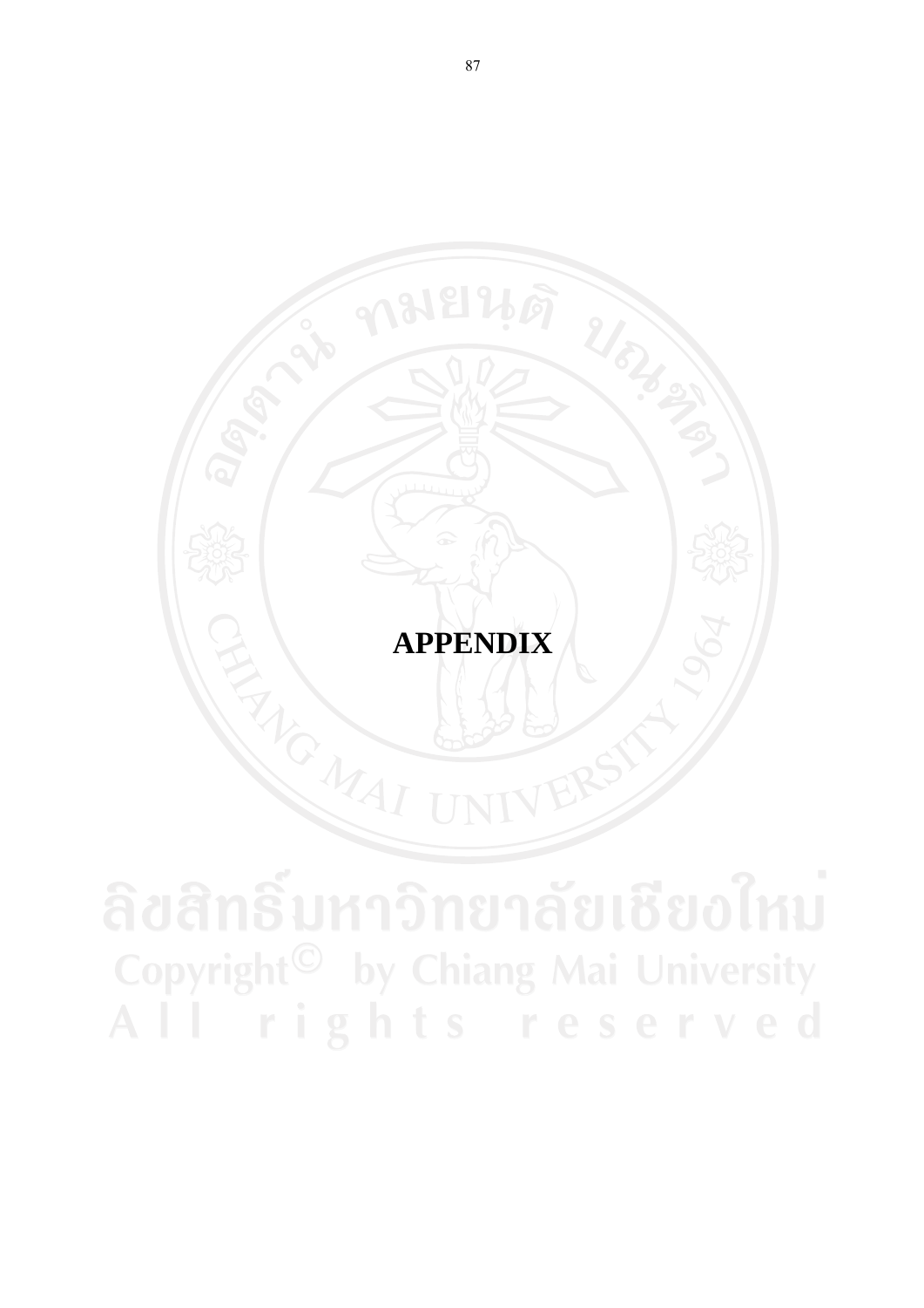# APPENDIX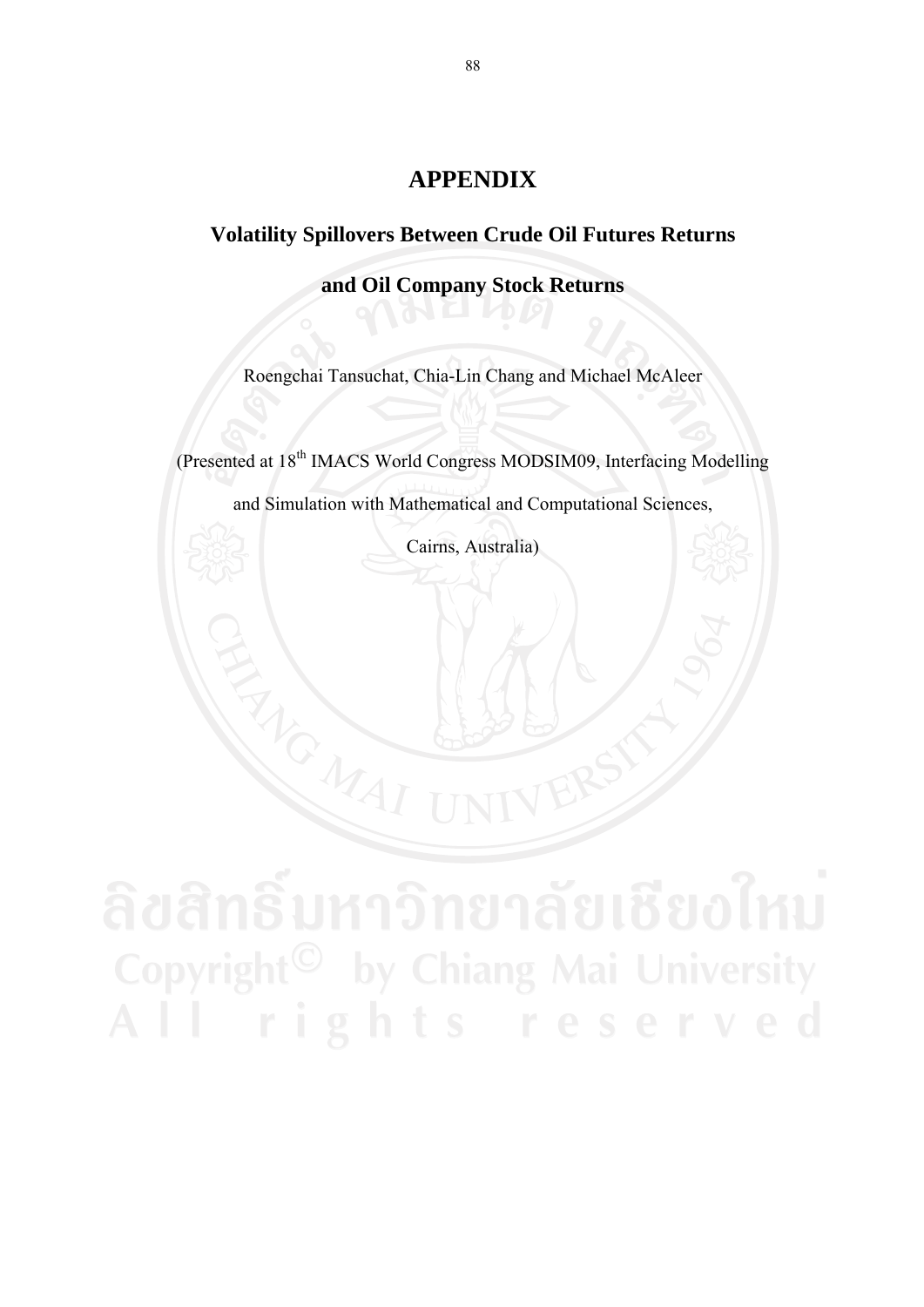# APPENDIX

## Volatility Spillovers Between Crude Oil Futures Returns and Oil Company Stock Returns

Roengchai Tansuchat, Chia-Lin Chang and Michael McAleer

(Presented at 18th IMACS World Congress MODSIM09, Interfacing Modelling and Simulation with Mathematical and Computational Sciences, Cairns, Australia)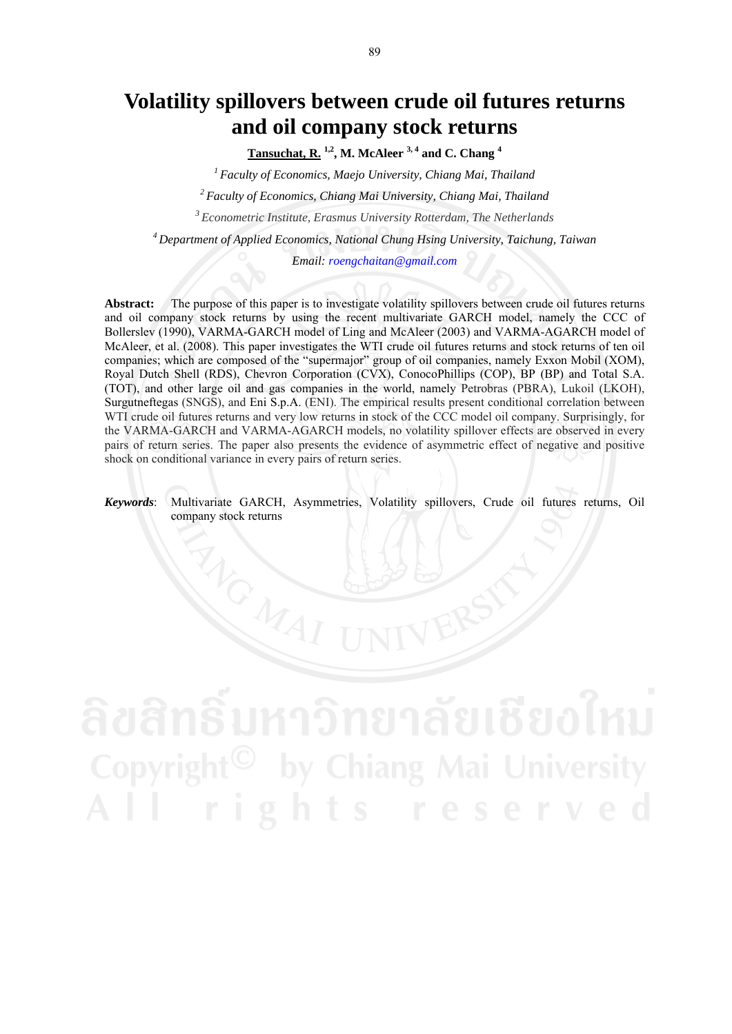# Volatility spillovers between crude oil futures returns and oil company stock returns

**Tansuchat, R.** [1,2], **M. McAleer** [3,4] **and C. Chang** [4]

[1] *Faculty of Economics, Maejo University, Chiang Mai, Thailand*

[2] *Faculty of Economics, Chiang Mai University, Chiang Mai, Thailand*

[3] *Econometric Institute, Erasmus University Rotterdam, The Netherlands*

[4] *Department of Applied Economics, National Chung Hsing University, Taichung, Taiwan*

*Email: roengchaitan@gmail.com*

**Abstract:** The purpose of this paper is to investigate volatility spillovers between crude oil futures returns and oil company stock returns by using the recent multivariate GARCH model, namely the CCC of Bollerslev (1990), VARMA-GARCH model of Ling and McAleer (2003) and VARMA-AGARCH model of McAleer, et al. (2008). This paper investigates the WTI crude oil futures returns and stock returns of ten oil companies; which are composed of the "supermajor" group of oil companies, namely Exxon Mobil (XOM), Royal Dutch Shell (RDS), Chevron Corporation (CVX), ConocoPhillips (COP), BP (BP) and Total S.A. (TOT), and other large oil and gas companies in the world, namely Petrobras (PBRA), Lukoil (LKOH), Surgutneftegas (SNGS), and Eni S.p.A. (ENI). The empirical results present conditional correlation between WTI crude oil futures returns and very low returns in stock of the CCC model oil company. Surprisingly, for the VARMA-GARCH and VARMA-AGARCH models, no volatility spillover effects are observed in every pairs of return series. The paper also presents the evidence of asymmetric effect of negative and positive shock on conditional variance in every pairs of return series.

***Keywords***: Multivariate GARCH, Asymmetries, Volatility spillovers, Crude oil futures returns, Oil company stock returns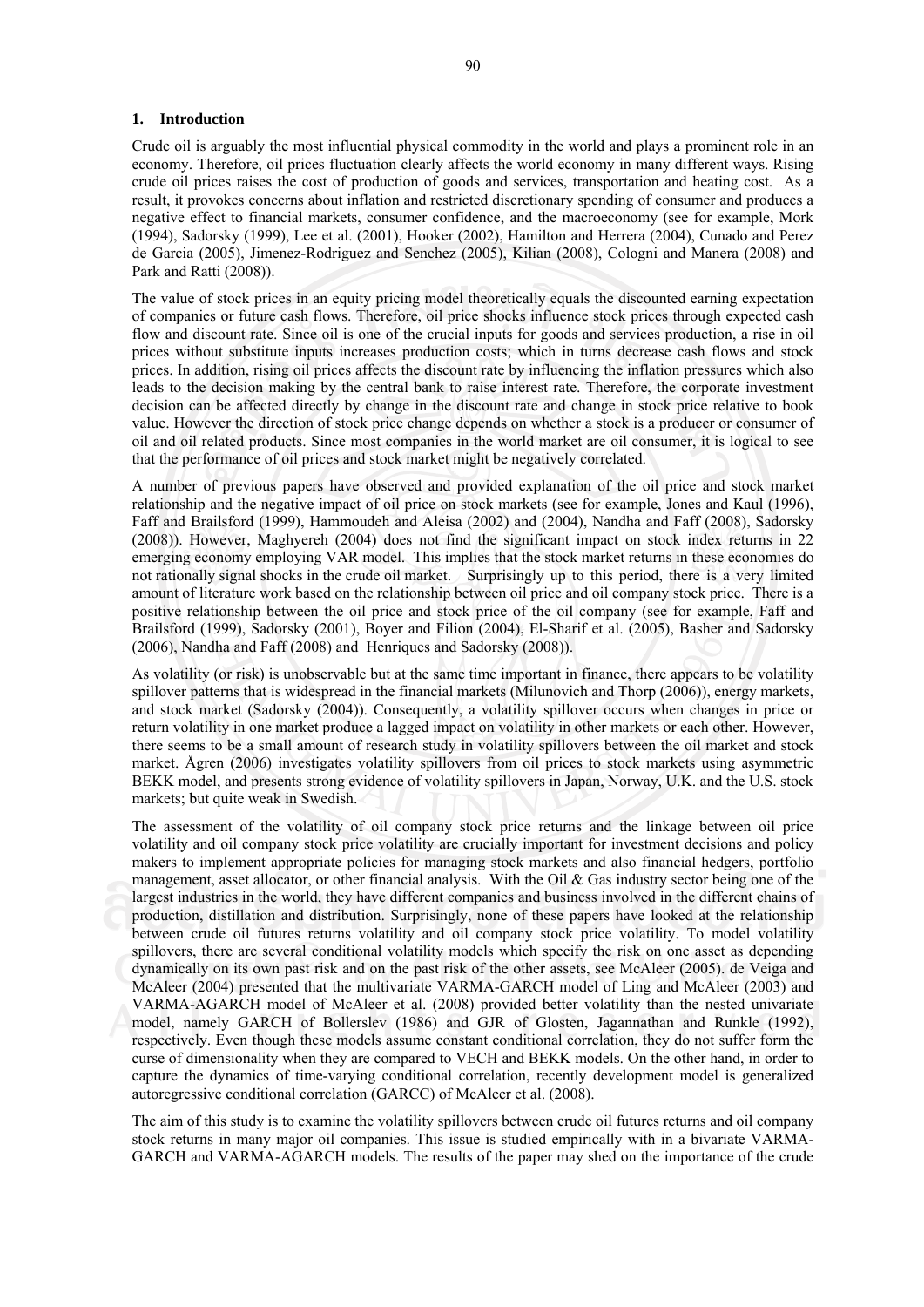## 1. Introduction

Crude oil is arguably the most influential physical commodity in the world and plays a prominent role in an economy. Therefore, oil prices fluctuation clearly affects the world economy in many different ways. Rising crude oil prices raises the cost of production of goods and services, transportation and heating cost. As a result, it provokes concerns about inflation and restricted discretionary spending of consumer and produces a negative effect to financial markets, consumer confidence, and the macroeconomy (see for example, Mork (1994), Sadorsky (1999), Lee et al. (2001), Hooker (2002), Hamilton and Herrera (2004), Cunado and Perez de Garcia (2005), Jimenez-Rodriguez and Senchez (2005), Kilian (2008), Cologni and Manera (2008) and Park and Ratti (2008)).

The value of stock prices in an equity pricing model theoretically equals the discounted earning expectation of companies or future cash flows. Therefore, oil price shocks influence stock prices through expected cash flow and discount rate. Since oil is one of the crucial inputs for goods and services production, a rise in oil prices without substitute inputs increases production costs; which in turns decrease cash flows and stock prices. In addition, rising oil prices affects the discount rate by influencing the inflation pressures which also leads to the decision making by the central bank to raise interest rate. Therefore, the corporate investment decision can be affected directly by change in the discount rate and change in stock price relative to book value. However the direction of stock price change depends on whether a stock is a producer or consumer of oil and oil related products. Since most companies in the world market are oil consumer, it is logical to see that the performance of oil prices and stock market might be negatively correlated.

A number of previous papers have observed and provided explanation of the oil price and stock market relationship and the negative impact of oil price on stock markets (see for example, Jones and Kaul (1996), Faff and Brailsford (1999), Hammoudeh and Aleisa (2002) and (2004), Nandha and Faff (2008), Sadorsky (2008)). However, Maghyereh (2004) does not find the significant impact on stock index returns in 22 emerging economy employing VAR model. This implies that the stock market returns in these economies do not rationally signal shocks in the crude oil market. Surprisingly up to this period, there is a very limited amount of literature work based on the relationship between oil price and oil company stock price. There is a positive relationship between the oil price and stock price of the oil company (see for example, Faff and Brailsford (1999), Sadorsky (2001), Boyer and Filion (2004), El-Sharif et al. (2005), Basher and Sadorsky (2006), Nandha and Faff (2008) and Henriques and Sadorsky (2008)).

As volatility (or risk) is unobservable but at the same time important in finance, there appears to be volatility spillover patterns that is widespread in the financial markets (Milunovich and Thorp (2006)), energy markets, and stock market (Sadorsky (2004)). Consequently, a volatility spillover occurs when changes in price or return volatility in one market produce a lagged impact on volatility in other markets or each other. However, there seems to be a small amount of research study in volatility spillovers between the oil market and stock market. Ågren (2006) investigates volatility spillovers from oil prices to stock markets using asymmetric BEKK model, and presents strong evidence of volatility spillovers in Japan, Norway, U.K. and the U.S. stock markets; but quite weak in Swedish.

The assessment of the volatility of oil company stock price returns and the linkage between oil price volatility and oil company stock price volatility are crucially important for investment decisions and policy makers to implement appropriate policies for managing stock markets and also financial hedgers, portfolio management, asset allocator, or other financial analysis. With the Oil & Gas industry sector being one of the largest industries in the world, they have different companies and business involved in the different chains of production, distillation and distribution. Surprisingly, none of these papers have looked at the relationship between crude oil futures returns volatility and oil company stock price volatility. To model volatility spillovers, there are several conditional volatility models which specify the risk on one asset as depending dynamically on its own past risk and on the past risk of the other assets, see McAleer (2005). de Veiga and McAleer (2004) presented that the multivariate VARMA-GARCH model of Ling and McAleer (2003) and VARMA-AGARCH model of McAleer et al. (2008) provided better volatility than the nested univariate model, namely GARCH of Bollerslev (1986) and GJR of Glosten, Jagannathan and Runkle (1992), respectively. Even though these models assume constant conditional correlation, they do not suffer form the curse of dimensionality when they are compared to VECH and BEKK models. On the other hand, in order to capture the dynamics of time-varying conditional correlation, recently development model is generalized autoregressive conditional correlation (GARCC) of McAleer et al. (2008).

The aim of this study is to examine the volatility spillovers between crude oil futures returns and oil company stock returns in many major oil companies. This issue is studied empirically with in a bivariate VARMA-GARCH and VARMA-AGARCH models. The results of the paper may shed on the importance of the crude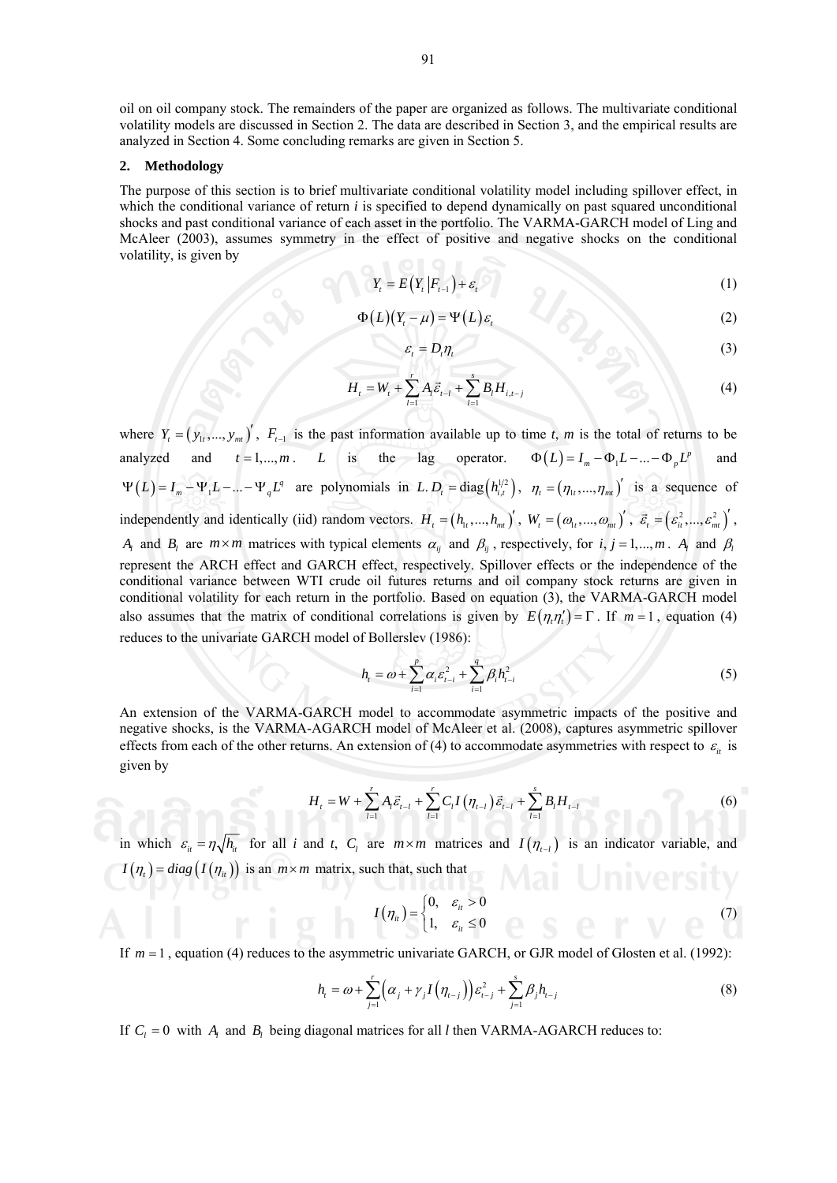oil on oil company stock. The remainders of the paper are organized as follows. The multivariate conditional volatility models are discussed in Section 2. The data are described in Section 3, and the empirical results are analyzed in Section 4. Some concluding remarks are given in Section 5.

## 2. Methodology

The purpose of this section is to brief multivariate conditional volatility model including spillover effect, in which the conditional variance of return *i* is specified to depend dynamically on past squared unconditional shocks and past conditional variance of each asset in the portfolio. The VARMA-GARCH model of Ling and McAleer (2003), assumes symmetry in the effect of positive and negative shocks on the conditional volatility, is given by

$$Y_t = E\left(Y_t \left| F_{t-1}\right.\right) + \varepsilon_t \tag{1}$$

$$\Phi(L)\left(Y_t - \mu\right) = \Psi(L)\varepsilon_t \tag{2}$$

$$\varepsilon_t = D_t \eta_t \tag{3}$$

$$H_t = W_t + \sum_{l=1}^{r} A_l \vec{\varepsilon}_{t-l} + \sum_{l=1}^{s} B_l H_{i,t-j} \tag{4}$$

where $Y_t = \left(y_{1t},...,y_{mt}\right)'$, $F_{t-1}$ is the past information available up to time *t*, *m* is the total of returns to be analyzed and $t = 1,...,m$. $L$ is the lag operator. $\Phi(L) = I_m - \Phi_1 L - ... - \Phi_p L^p$ and $\Psi(L) = I_m - \Psi_1 L - ... - \Psi_q L^q$ are polynomials in $L$. $D_t = \text{diag}\left(h_{i,t}^{1/2}\right)$, $\eta_t = \left(\eta_{1t},...,\eta_{mt}\right)'$ is a sequence of independently and identically (iid) random vectors. $H_t = \left(h_{1t},...,h_{mt}\right)'$, $W_t = \left(\omega_{1t},...,\omega_{mt}\right)'$, $\vec{\varepsilon}_t = \left(\varepsilon_{it}^2,...,\varepsilon_{mt}^2\right)'$, $A_l$ and $B_l$ are $m \times m$ matrices with typical elements $\alpha_{ij}$ and $\beta_{ij}$, respectively, for $i, j = 1,...,m$. $A_l$ and $\beta_l$ represent the ARCH effect and GARCH effect, respectively. Spillover effects or the independence of the conditional variance between WTI crude oil futures returns and oil company stock returns are given in conditional volatility for each return in the portfolio. Based on equation (3), the VARMA-GARCH model also assumes that the matrix of conditional correlations is given by $E\left(\eta_t \eta_t'\right) = \Gamma$. If $m = 1$, equation (4) reduces to the univariate GARCH model of Bollerslev (1986):

$$h_t = \omega + \sum_{i=1}^{p} \alpha_i \varepsilon_{t-i}^2 + \sum_{i=1}^{q} \beta_i h_{t-i}^2 \tag{5}$$

An extension of the VARMA-GARCH model to accommodate asymmetric impacts of the positive and negative shocks, is the VARMA-AGARCH model of McAleer et al. (2008), captures asymmetric spillover effects from each of the other returns. An extension of (4) to accommodate asymmetries with respect to $\varepsilon_{it}$ is given by

$$H_t = W + \sum_{l=1}^{r} A_l \vec{\varepsilon}_{t-l} + \sum_{l=1}^{r} C_l I\left(\eta_{t-l}\right) \vec{\varepsilon}_{t-l} + \sum_{l=1}^{s} B_l H_{t-l} \tag{6}$$

in which $\varepsilon_{it} = \eta \sqrt{h_{it}}$ for all *i* and *t*, $C_l$ are $m \times m$ matrices and $I\left(\eta_{t-l}\right)$ is an indicator variable, and $I\left(\eta_t\right) = diag\left(I\left(\eta_{it}\right)\right)$ is an $m \times m$ matrix, such that, such that

$$I\left(\eta_{it}\right) = \begin{cases} 0, & \varepsilon_{it} > 0 \\ 1, & \varepsilon_{it} \le 0 \end{cases} \tag{7}$$

If $m = 1$, equation (4) reduces to the asymmetric univariate GARCH, or GJR model of Glosten et al. (1992):

$$h_t = \omega + \sum_{j=1}^{r} \left(\alpha_j + \gamma_j I\left(\eta_{t-j}\right)\right) \varepsilon_{t-j}^2 + \sum_{j=1}^{s} \beta_j h_{t-j} \tag{8}$$

If $C_l = 0$ with $A_l$ and $B_l$ being diagonal matrices for all *l* then VARMA-AGARCH reduces to: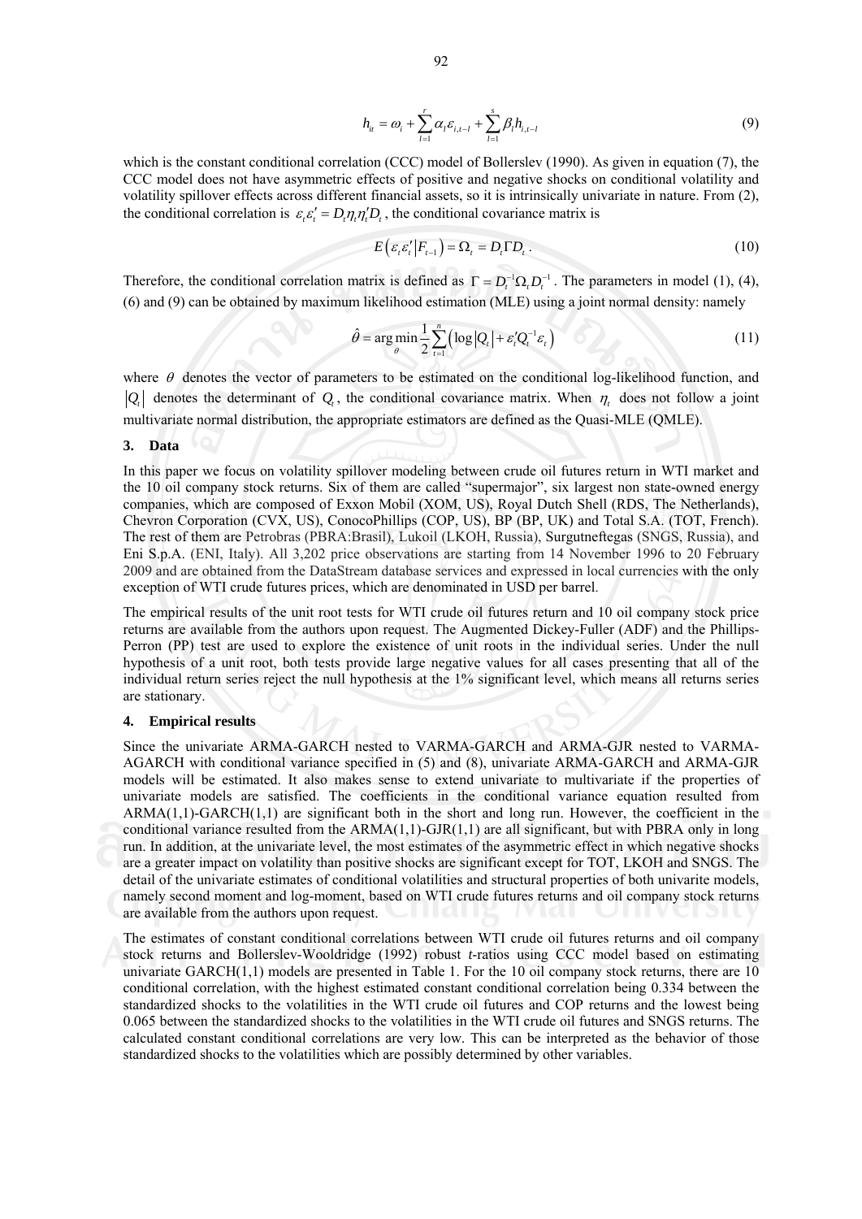$$h_{it} = \omega_i + \sum_{l=1}^{r} \alpha_l \varepsilon_{i,t-l} + \sum_{l=1}^{s} \beta_l h_{i,t-l} \tag{9}$$

which is the constant conditional correlation (CCC) model of Bollerslev (1990). As given in equation (7), the CCC model does not have asymmetric effects of positive and negative shocks on conditional volatility and volatility spillover effects across different financial assets, so it is intrinsically univariate in nature. From (2), the conditional correlation is $\varepsilon_t \varepsilon_t' = D_t \eta_t \eta_t' D_t$, the conditional covariance matrix is

$$E\left(\varepsilon_t \varepsilon_t' \middle| F_{t-1}\right) = \Omega_t = D_t \Gamma D_t . \tag{10}$$

Therefore, the conditional correlation matrix is defined as $\Gamma = D_t^{-1} \Omega_t D_t^{-1}$. The parameters in model (1), (4), (6) and (9) can be obtained by maximum likelihood estimation (MLE) using a joint normal density: namely

$$\hat{\theta} = \arg\min_{\theta} \frac{1}{2} \sum_{t=1}^{n} \left( \log\left|Q_t\right| + \varepsilon_t' Q_t^{-1} \varepsilon_t \right) \tag{11}$$

where $\theta$ denotes the vector of parameters to be estimated on the conditional log-likelihood function, and $\left|Q_t\right|$ denotes the determinant of $Q_t$, the conditional covariance matrix. When $\eta_t$ does not follow a joint multivariate normal distribution, the appropriate estimators are defined as the Quasi-MLE (QMLE).

## 3. Data

In this paper we focus on volatility spillover modeling between crude oil futures return in WTI market and the 10 oil company stock returns. Six of them are called "supermajor", six largest non state-owned energy companies, which are composed of Exxon Mobil (XOM, US), Royal Dutch Shell (RDS, The Netherlands), Chevron Corporation (CVX, US), ConocoPhillips (COP, US), BP (BP, UK) and Total S.A. (TOT, French). The rest of them are Petrobras (PBRA:Brasil), Lukoil (LKOH, Russia), Surgutneftegas (SNGS, Russia), and Eni S.p.A. (ENI, Italy). All 3,202 price observations are starting from 14 November 1996 to 20 February 2009 and are obtained from the DataStream database services and expressed in local currencies with the only exception of WTI crude futures prices, which are denominated in USD per barrel.

The empirical results of the unit root tests for WTI crude oil futures return and 10 oil company stock price returns are available from the authors upon request. The Augmented Dickey-Fuller (ADF) and the Phillips-Perron (PP) test are used to explore the existence of unit roots in the individual series. Under the null hypothesis of a unit root, both tests provide large negative values for all cases presenting that all of the individual return series reject the null hypothesis at the 1% significant level, which means all returns series are stationary.

## 4. Empirical results

Since the univariate ARMA-GARCH nested to VARMA-GARCH and ARMA-GJR nested to VARMA-AGARCH with conditional variance specified in (5) and (8), univariate ARMA-GARCH and ARMA-GJR models will be estimated. It also makes sense to extend univariate to multivariate if the properties of univariate models are satisfied. The coefficients in the conditional variance equation resulted from ARMA(1,1)-GARCH(1,1) are significant both in the short and long run. However, the coefficient in the conditional variance resulted from the ARMA(1,1)-GJR(1,1) are all significant, but with PBRA only in long run. In addition, at the univariate level, the most estimates of the asymmetric effect in which negative shocks are a greater impact on volatility than positive shocks are significant except for TOT, LKOH and SNGS. The detail of the univariate estimates of conditional volatilities and structural properties of both univarite models, namely second moment and log-moment, based on WTI crude futures returns and oil company stock returns are available from the authors upon request.

The estimates of constant conditional correlations between WTI crude oil futures returns and oil company stock returns and Bollerslev-Wooldridge (1992) robust *t*-ratios using CCC model based on estimating univariate GARCH(1,1) models are presented in Table 1. For the 10 oil company stock returns, there are 10 conditional correlation, with the highest estimated constant conditional correlation being 0.334 between the standardized shocks to the volatilities in the WTI crude oil futures and COP returns and the lowest being 0.065 between the standardized shocks to the volatilities in the WTI crude oil futures and SNGS returns. The calculated constant conditional correlations are very low. This can be interpreted as the behavior of those standardized shocks to the volatilities which are possibly determined by other variables.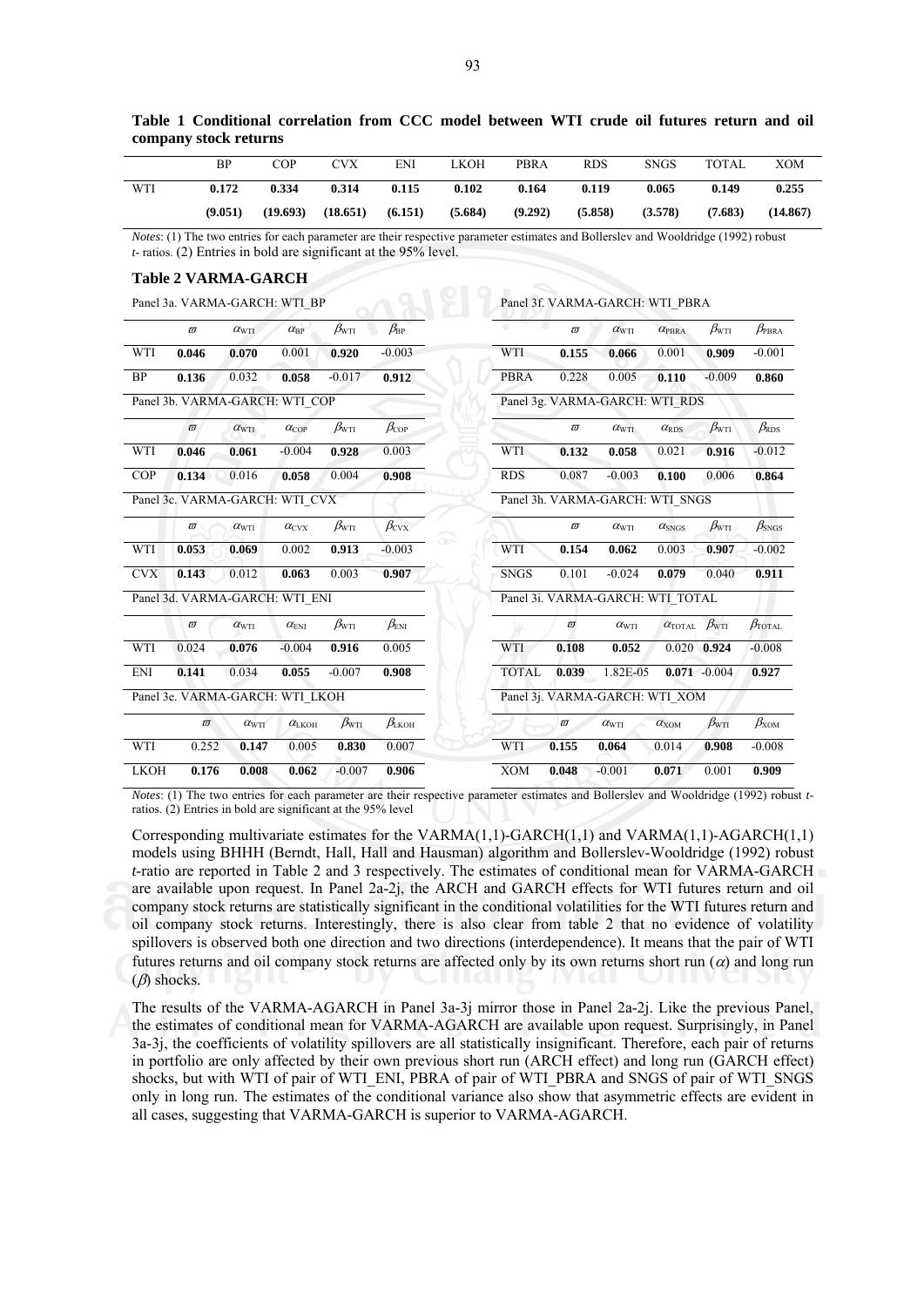**Table 1 Conditional correlation from CCC model between WTI crude oil futures return and oil company stock returns**

| | BP | COP | CVX | ENI | LKOH | PBRA | RDS | SNGS | TOTAL | XOM |
|---|---|---|---|---|---|---|---|---|---|---|
| WTI | **0.172** | **0.334** | **0.314** | **0.115** | **0.102** | **0.164** | **0.119** | **0.065** | **0.149** | **0.255** |
| | **(9.051)** | **(19.693)** | **(18.651)** | **(6.151)** | **(5.684)** | **(9.292)** | **(5.858)** | **(3.578)** | **(7.683)** | **(14.867)** |

*Notes*: (1) The two entries for each parameter are their respective parameter estimates and Bollerslev and Wooldridge (1992) robust *t*- ratios. (2) Entries in bold are significant at the 95% level.

**Table 2 VARMA-GARCH**

Panel 3a. VARMA-GARCH: WTI_BP

| | $\varpi$ | $\alpha_{WTI}$ | $\alpha_{BP}$ | $\beta_{WTI}$ | $\beta_{BP}$ |
|---|---|---|---|---|---|
| WTI | **0.046** | **0.070** | 0.001 | **0.920** | -0.003 |
| BP | **0.136** | 0.032 | **0.058** | -0.017 | **0.912** |

Panel 3b. VARMA-GARCH: WTI_COP

| | $\varpi$ | $\alpha_{WTI}$ | $\alpha_{COP}$ | $\beta_{WTI}$ | $\beta_{COP}$ |
|---|---|---|---|---|---|
| WTI | **0.046** | **0.061** | -0.004 | **0.928** | 0.003 |
| COP | **0.134** | 0.016 | **0.058** | 0.004 | **0.908** |

Panel 3c. VARMA-GARCH: WTI_CVX

| | $\varpi$ | $\alpha_{WTI}$ | $\alpha_{CVX}$ | $\beta_{WTI}$ | $\beta_{CVX}$ |
|---|---|---|---|---|---|
| WTI | **0.053** | **0.069** | 0.002 | **0.913** | -0.003 |
| CVX | **0.143** | 0.012 | **0.063** | 0.003 | **0.907** |

Panel 3d. VARMA-GARCH: WTI_ENI

| | $\varpi$ | $\alpha_{WTI}$ | $\alpha_{ENI}$ | $\beta_{WTI}$ | $\beta_{ENI}$ |
|---|---|---|---|---|---|
| WTI | 0.024 | **0.076** | -0.004 | **0.916** | 0.005 |
| ENI | **0.141** | 0.034 | **0.055** | -0.007 | **0.908** |

Panel 3e. VARMA-GARCH: WTI_LKOH

| | $\varpi$ | $\alpha_{WTI}$ | $\alpha_{LKOH}$ | $\beta_{WTI}$ | $\beta_{LKOH}$ |
|---|---|---|---|---|---|
| WTI | 0.252 | **0.147** | 0.005 | **0.830** | 0.007 |
| LKOH | **0.176** | 0.008 | **0.062** | -0.007 | **0.906** |

Panel 3f. VARMA-GARCH: WTI_PBRA

| | $\varpi$ | $\alpha_{WTI}$ | $\alpha_{PBRA}$ | $\beta_{WTI}$ | $\beta_{PBRA}$ |
|---|---|---|---|---|---|
| WTI | **0.155** | **0.066** | 0.001 | **0.909** | -0.001 |
| PBRA | 0.228 | 0.005 | **0.110** | -0.009 | **0.860** |

Panel 3g. VARMA-GARCH: WTI_RDS

| | $\varpi$ | $\alpha_{WTI}$ | $\alpha_{RDS}$ | $\beta_{WTI}$ | $\beta_{RDS}$ |
|---|---|---|---|---|---|
| WTI | **0.132** | **0.058** | 0.021 | **0.916** | -0.012 |
| RDS | 0.087 | -0.003 | **0.100** | 0.006 | **0.864** |

Panel 3h. VARMA-GARCH: WTI_SNGS

| | $\varpi$ | $\alpha_{WTI}$ | $\alpha_{SNGS}$ | $\beta_{WTI}$ | $\beta_{SNGS}$ |
|---|---|---|---|---|---|
| WTI | **0.154** | **0.062** | 0.003 | **0.907** | -0.002 |
| SNGS | 0.101 | -0.024 | **0.079** | 0.040 | **0.911** |

Panel 3i. VARMA-GARCH: WTI_TOTAL

| | $\varpi$ | $\alpha_{WTI}$ | $\alpha_{TOTAL}$ | $\beta_{WTI}$ | $\beta_{TOTAL}$ |
|---|---|---|---|---|---|
| WTI | **0.108** | **0.052** | 0.020 | **0.924** | -0.008 |
| TOTAL | **0.039** | 1.82E-05 | **0.071** | -0.004 | **0.927** |

Panel 3j. VARMA-GARCH: WTI_XOM

| | $\varpi$ | $\alpha_{WTI}$ | $\alpha_{XOM}$ | $\beta_{WTI}$ | $\beta_{XOM}$ |
|---|---|---|---|---|---|
| WTI | **0.155** | **0.064** | 0.014 | **0.908** | -0.008 |
| XOM | **0.048** | -0.001 | **0.071** | 0.001 | **0.909** |

*Notes*: (1) The two entries for each parameter are their respective parameter estimates and Bollerslev and Wooldridge (1992) robust *t*-ratios. (2) Entries in bold are significant at the 95% level

Corresponding multivariate estimates for the VARMA(1,1)-GARCH(1,1) and VARMA(1,1)-AGARCH(1,1) models using BHHH (Berndt, Hall, Hall and Hausman) algorithm and Bollerslev-Wooldridge (1992) robust *t*-ratio are reported in Table 2 and 3 respectively. The estimates of conditional mean for VARMA-GARCH are available upon request. In Panel 2a-2j, the ARCH and GARCH effects for WTI futures return and oil company stock returns are statistically significant in the conditional volatilities for the WTI futures return and oil company stock returns. Interestingly, there is also clear from table 2 that no evidence of volatility spillovers is observed both one direction and two directions (interdependence). It means that the pair of WTI futures returns and oil company stock returns are affected only by its own returns short run ($\alpha$) and long run ($\beta$) shocks.

The results of the VARMA-AGARCH in Panel 3a-3j mirror those in Panel 2a-2j. Like the previous Panel, the estimates of conditional mean for VARMA-AGARCH are available upon request. Surprisingly, in Panel 3a-3j, the coefficients of volatility spillovers are all statistically insignificant. Therefore, each pair of returns in portfolio are only affected by their own previous short run (ARCH effect) and long run (GARCH effect) shocks, but with WTI of pair of WTI_ENI, PBRA of pair of WTI_PBRA and SNGS of pair of WTI_SNGS only in long run. The estimates of the conditional variance also show that asymmetric effects are evident in all cases, suggesting that VARMA-GARCH is superior to VARMA-AGARCH.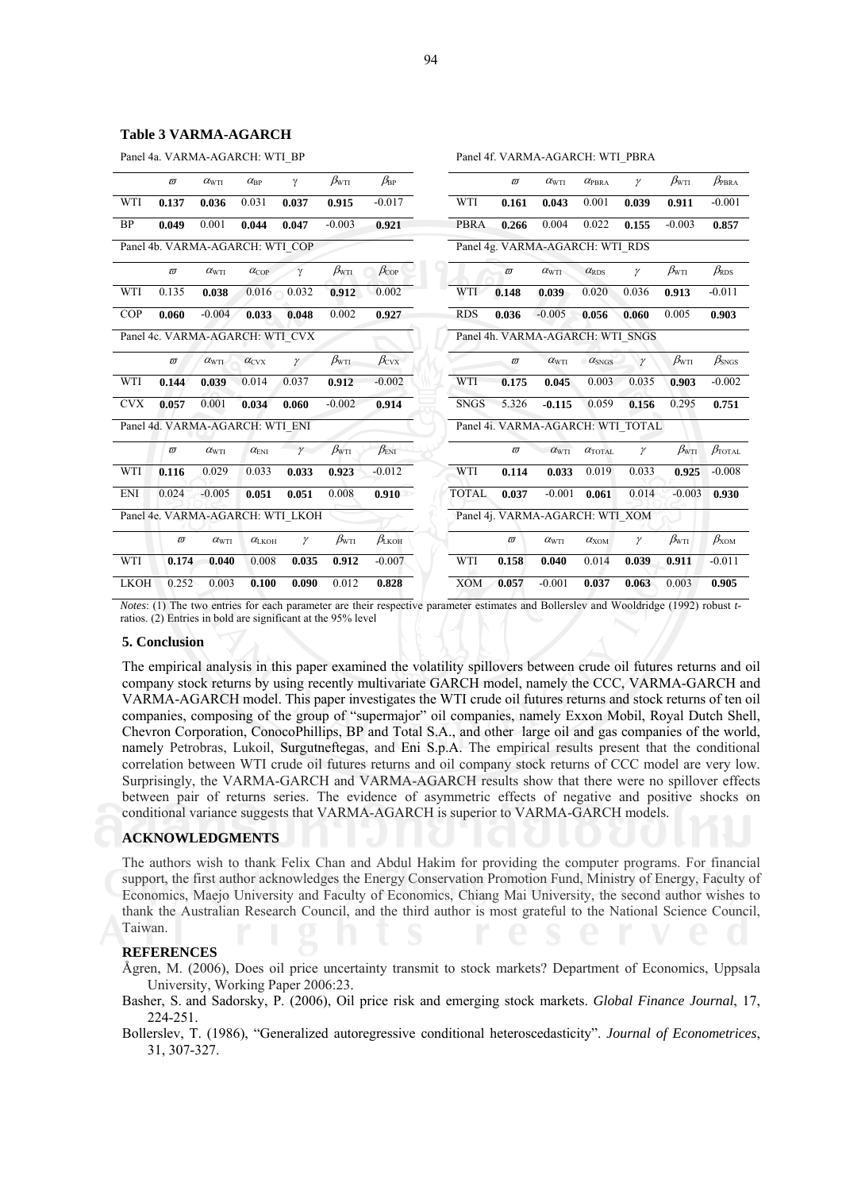**Table 3 VARMA-AGARCH**

Panel 4a. VARMA-AGARCH: WTI_BP

| | $\varpi$ | $\alpha_{WTI}$ | $\alpha_{BP}$ | $\gamma$ | $\beta_{WTI}$ | $\beta_{BP}$ |
|---|---|---|---|---|---|---|
| WTI | **0.137** | **0.036** | 0.031 | **0.037** | **0.915** | -0.017 |
| BP | **0.049** | 0.001 | **0.044** | **0.047** | -0.003 | **0.921** |

Panel 4b. VARMA-AGARCH: WTI_COP

| | $\varpi$ | $\alpha_{WTI}$ | $\alpha_{COP}$ | $\gamma$ | $\beta_{WTI}$ | $\beta_{COP}$ |
|---|---|---|---|---|---|---|
| WTI | 0.135 | **0.038** | 0.016 | 0.032 | **0.912** | 0.002 |
| COP | **0.060** | -0.004 | **0.033** | **0.048** | 0.002 | **0.927** |

Panel 4c. VARMA-AGARCH: WTI_CVX

| | $\varpi$ | $\alpha_{WTI}$ | $\alpha_{CVX}$ | $\gamma$ | $\beta_{WTI}$ | $\beta_{CVX}$ |
|---|---|---|---|---|---|---|
| WTI | **0.144** | **0.039** | 0.014 | 0.037 | **0.912** | -0.002 |
| CVX | **0.057** | 0.001 | **0.034** | **0.060** | -0.002 | **0.914** |

Panel 4d. VARMA-AGARCH: WTI_ENI

| | $\varpi$ | $\alpha_{WTI}$ | $\alpha_{ENI}$ | $\gamma$ | $\beta_{WTI}$ | $\beta_{ENI}$ |
|---|---|---|---|---|---|---|
| WTI | **0.116** | 0.029 | 0.033 | **0.033** | **0.923** | -0.012 |
| ENI | 0.024 | -0.005 | **0.051** | **0.051** | 0.008 | **0.910** |

Panel 4e. VARMA-AGARCH: WTI_LKOH

| | $\varpi$ | $\alpha_{WTI}$ | $\alpha_{LKOH}$ | $\gamma$ | $\beta_{WTI}$ | $\beta_{LKOH}$ |
|---|---|---|---|---|---|---|
| WTI | **0.174** | **0.040** | 0.008 | **0.035** | **0.912** | -0.007 |
| LKOH | 0.252 | 0.003 | **0.100** | **0.090** | 0.012 | **0.828** |

Panel 4f. VARMA-AGARCH: WTI_PBRA

| | $\varpi$ | $\alpha_{WTI}$ | $\alpha_{PBRA}$ | $\gamma$ | $\beta_{WTI}$ | $\beta_{PBRA}$ |
|---|---|---|---|---|---|---|
| WTI | **0.161** | **0.043** | 0.001 | **0.039** | **0.911** | -0.001 |
| PBRA | **0.266** | 0.004 | 0.022 | **0.155** | -0.003 | **0.857** |

Panel 4g. VARMA-AGARCH: WTI_RDS

| | $\varpi$ | $\alpha_{WTI}$ | $\alpha_{RDS}$ | $\gamma$ | $\beta_{WTI}$ | $\beta_{RDS}$ |
|---|---|---|---|---|---|---|
| WTI | **0.148** | **0.039** | 0.020 | 0.036 | **0.913** | -0.011 |
| RDS | **0.036** | -0.005 | **0.056** | **0.060** | 0.005 | **0.903** |

Panel 4h. VARMA-AGARCH: WTI_SNGS

| | $\varpi$ | $\alpha_{WTI}$ | $\alpha_{SNGS}$ | $\gamma$ | $\beta_{WTI}$ | $\beta_{SNGS}$ |
|---|---|---|---|---|---|---|
| WTI | **0.175** | **0.045** | 0.003 | 0.035 | **0.903** | -0.002 |
| SNGS | 5.326 | **-0.115** | 0.059 | **0.156** | 0.295 | **0.751** |

Panel 4i. VARMA-AGARCH: WTI_TOTAL

| | $\varpi$ | $\alpha_{WTI}$ | $\alpha_{TOTAL}$ | $\gamma$ | $\beta_{WTI}$ | $\beta_{TOTAL}$ |
|---|---|---|---|---|---|---|
| WTI | **0.114** | **0.033** | 0.019 | 0.033 | **0.925** | -0.008 |
| TOTAL | **0.037** | -0.001 | **0.061** | 0.014 | -0.003 | **0.930** |

Panel 4j. VARMA-AGARCH: WTI_XOM

| | $\varpi$ | $\alpha_{WTI}$ | $\alpha_{XOM}$ | $\gamma$ | $\beta_{WTI}$ | $\beta_{XOM}$ |
|---|---|---|---|---|---|---|
| WTI | **0.158** | **0.040** | 0.014 | **0.039** | **0.911** | -0.011 |
| XOM | **0.057** | -0.001 | **0.037** | **0.063** | 0.003 | **0.905** |

*Notes*: (1) The two entries for each parameter are their respective parameter estimates and Bollerslev and Wooldridge (1992) robust *t*-ratios. (2) Entries in bold are significant at the 95% level

## 5. Conclusion

The empirical analysis in this paper examined the volatility spillovers between crude oil futures returns and oil company stock returns by using recently multivariate GARCH model, namely the CCC, VARMA-GARCH and VARMA-AGARCH model. This paper investigates the WTI crude oil futures returns and stock returns of ten oil companies, composing of the group of "supermajor" oil companies, namely Exxon Mobil, Royal Dutch Shell, Chevron Corporation, ConocoPhillips, BP and Total S.A., and other large oil and gas companies of the world, namely Petrobras, Lukoil, Surgutneftegas, and Eni S.p.A. The empirical results present that the conditional correlation between WTI crude oil futures returns and oil company stock returns of CCC model are very low. Surprisingly, the VARMA-GARCH and VARMA-AGARCH results show that there were no spillover effects between pair of returns series. The evidence of asymmetric effects of negative and positive shocks on conditional variance suggests that VARMA-AGARCH is superior to VARMA-GARCH models.

## ACKNOWLEDGMENTS

The authors wish to thank Felix Chan and Abdul Hakim for providing the computer programs. For financial support, the first author acknowledges the Energy Conservation Promotion Fund, Ministry of Energy, Faculty of Economics, Maejo University and Faculty of Economics, Chiang Mai University, the second author wishes to thank the Australian Research Council, and the third author is most grateful to the National Science Council, Taiwan.

## REFERENCES

Ågren, M. (2006), Does oil price uncertainty transmit to stock markets? Department of Economics, Uppsala University, Working Paper 2006:23.

Basher, S. and Sadorsky, P. (2006), Oil price risk and emerging stock markets. *Global Finance Journal*, 17, 224-251.

Bollerslev, T. (1986), "Generalized autoregressive conditional heteroscedasticity". *Journal of Econometrices*, 31, 307-327.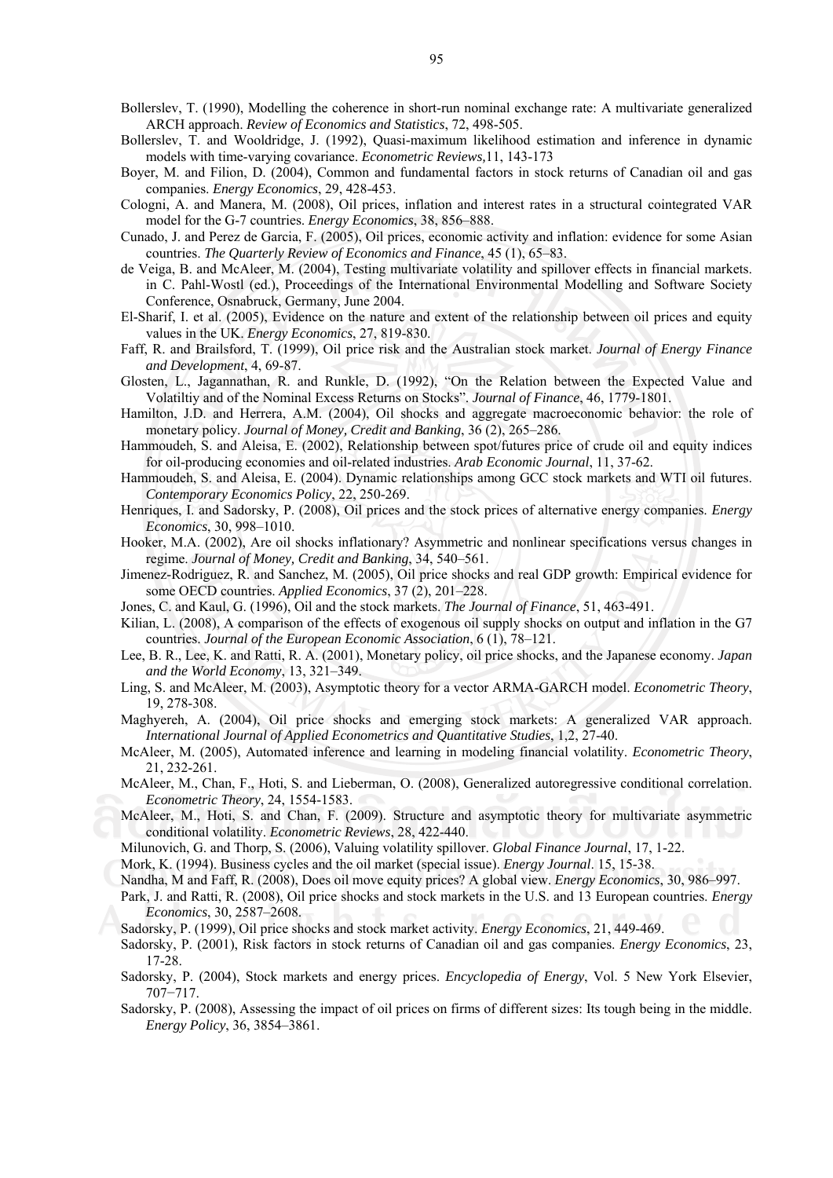Bollerslev, T. (1990), Modelling the coherence in short-run nominal exchange rate: A multivariate generalized ARCH approach. *Review of Economics and Statistics*, 72, 498-505.

Bollerslev, T. and Wooldridge, J. (1992), Quasi-maximum likelihood estimation and inference in dynamic models with time-varying covariance. *Econometric Reviews,*11, 143-173

Boyer, M. and Filion, D. (2004), Common and fundamental factors in stock returns of Canadian oil and gas companies. *Energy Economics*, 29, 428-453.

Cologni, A. and Manera, M. (2008), Oil prices, inflation and interest rates in a structural cointegrated VAR model for the G-7 countries. *Energy Economics*, 38, 856–888.

Cunado, J. and Perez de Garcia, F. (2005), Oil prices, economic activity and inflation: evidence for some Asian countries. *The Quarterly Review of Economics and Finance*, 45 (1), 65–83.

de Veiga, B. and McAleer, M. (2004), Testing multivariate volatility and spillover effects in financial markets. in C. Pahl-Wostl (ed.), Proceedings of the International Environmental Modelling and Software Society Conference, Osnabruck, Germany, June 2004.

El-Sharif, I. et al. (2005), Evidence on the nature and extent of the relationship between oil prices and equity values in the UK. *Energy Economics*, 27, 819-830.

Faff, R. and Brailsford, T. (1999), Oil price risk and the Australian stock market. *Journal of Energy Finance and Development*, 4, 69-87.

Glosten, L., Jagannathan, R. and Runkle, D. (1992), "On the Relation between the Expected Value and Volatiltiy and of the Nominal Excess Returns on Stocks". *Journal of Finance*, 46, 1779-1801.

Hamilton, J.D. and Herrera, A.M. (2004), Oil shocks and aggregate macroeconomic behavior: the role of monetary policy. *Journal of Money, Credit and Banking*, 36 (2), 265–286.

Hammoudeh, S. and Aleisa, E. (2002), Relationship between spot/futures price of crude oil and equity indices for oil-producing economies and oil-related industries. *Arab Economic Journal*, 11, 37-62.

Hammoudeh, S. and Aleisa, E. (2004). Dynamic relationships among GCC stock markets and WTI oil futures. *Contemporary Economics Policy*, 22, 250-269.

Henriques, I. and Sadorsky, P. (2008), Oil prices and the stock prices of alternative energy companies. *Energy Economics*, 30, 998–1010.

Hooker, M.A. (2002), Are oil shocks inflationary? Asymmetric and nonlinear specifications versus changes in regime. *Journal of Money, Credit and Banking*, 34, 540–561.

Jimenez-Rodriguez, R. and Sanchez, M. (2005), Oil price shocks and real GDP growth: Empirical evidence for some OECD countries. *Applied Economics*, 37 (2), 201–228.

Jones, C. and Kaul, G. (1996), Oil and the stock markets. *The Journal of Finance*, 51, 463-491.

Kilian, L. (2008), A comparison of the effects of exogenous oil supply shocks on output and inflation in the G7 countries. *Journal of the European Economic Association*, 6 (1), 78–121.

Lee, B. R., Lee, K. and Ratti, R. A. (2001), Monetary policy, oil price shocks, and the Japanese economy. *Japan and the World Economy*, 13, 321–349.

Ling, S. and McAleer, M. (2003), Asymptotic theory for a vector ARMA-GARCH model. *Econometric Theory*, 19, 278-308.

Maghyereh, A. (2004), Oil price shocks and emerging stock markets: A generalized VAR approach. *International Journal of Applied Econometrics and Quantitative Studies*, 1,2, 27-40.

McAleer, M. (2005), Automated inference and learning in modeling financial volatility. *Econometric Theory*, 21, 232-261.

McAleer, M., Chan, F., Hoti, S. and Lieberman, O. (2008), Generalized autoregressive conditional correlation. *Econometric Theory*, 24, 1554-1583.

McAleer, M., Hoti, S. and Chan, F. (2009). Structure and asymptotic theory for multivariate asymmetric conditional volatility. *Econometric Reviews*, 28, 422-440.

Milunovich, G. and Thorp, S. (2006), Valuing volatility spillover. *Global Finance Journal*, 17, 1-22.

Mork, K. (1994). Business cycles and the oil market (special issue). *Energy Journal*. 15, 15-38.

Nandha, M and Faff, R. (2008), Does oil move equity prices? A global view. *Energy Economics*, 30, 986–997.

Park, J. and Ratti, R. (2008), Oil price shocks and stock markets in the U.S. and 13 European countries. *Energy Economics*, 30, 2587–2608.

Sadorsky, P. (1999), Oil price shocks and stock market activity. *Energy Economics*, 21, 449-469.

Sadorsky, P. (2001), Risk factors in stock returns of Canadian oil and gas companies. *Energy Economics*, 23, 17-28.

Sadorsky, P. (2004), Stock markets and energy prices. *Encyclopedia of Energy*, Vol. 5 New York Elsevier, 707−717.

Sadorsky, P. (2008), Assessing the impact of oil prices on firms of different sizes: Its tough being in the middle. *Energy Policy*, 36, 3854–3861.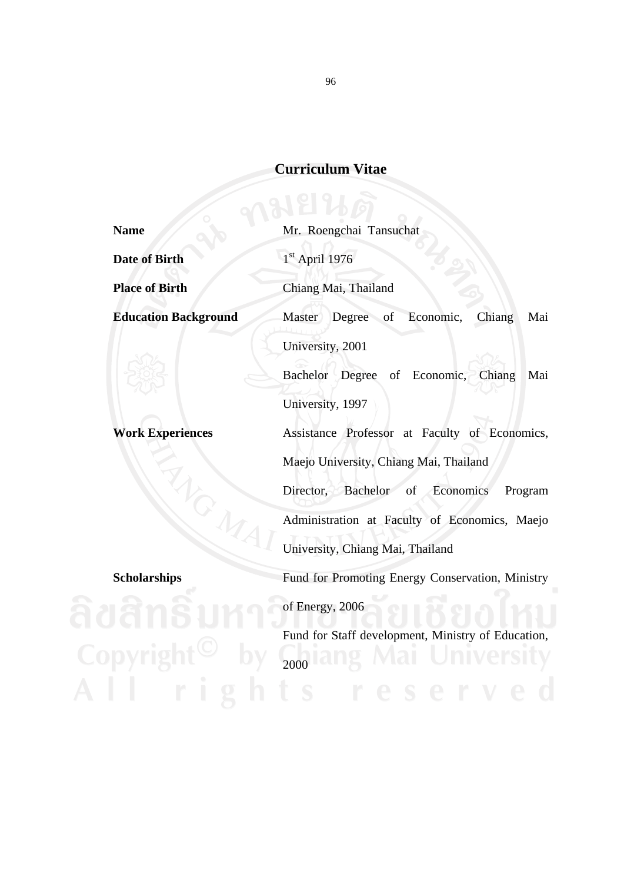# Curriculum Vitae

| | |
|---|---|
| **Name** | Mr. Roengchai Tansuchat |
| **Date of Birth** | 1st April 1976 |
| **Place of Birth** | Chiang Mai, Thailand |
| **Education Background** | Master Degree of Economic, Chiang Mai University, 2001 |
| | Bachelor Degree of Economic, Chiang Mai University, 1997 |
| **Work Experiences** | Assistance Professor at Faculty of Economics, Maejo University, Chiang Mai, Thailand |
| | Director, Bachelor of Economics Program Administration at Faculty of Economics, Maejo University, Chiang Mai, Thailand |
| **Scholarships** | Fund for Promoting Energy Conservation, Ministry of Energy, 2006 |
| | Fund for Staff development, Ministry of Education, 2000 |